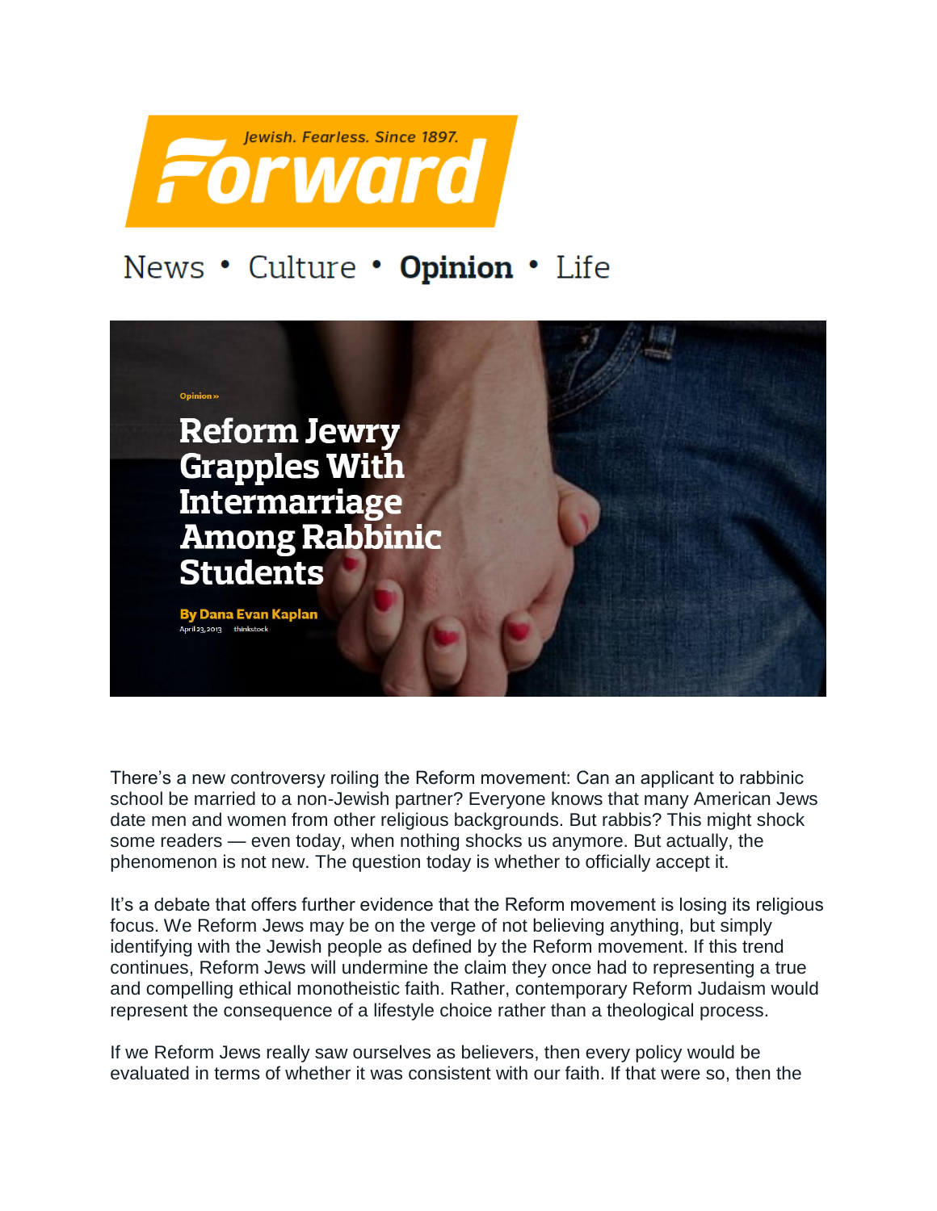Jewish. Fearless. Since 1897.

Forward

News • Culture • **Opinion** • Life

Opinion »

# Reform Jewry Grapples With Intermarriage Among Rabbinic Students

**By Dana Evan Kaplan**

April 23, 2013 thinkstock

There's a new controversy roiling the Reform movement: Can an applicant to rabbinic school be married to a non-Jewish partner? Everyone knows that many American Jews date men and women from other religious backgrounds. But rabbis? This might shock some readers — even today, when nothing shocks us anymore. But actually, the phenomenon is not new. The question today is whether to officially accept it.

It's a debate that offers further evidence that the Reform movement is losing its religious focus. We Reform Jews may be on the verge of not believing anything, but simply identifying with the Jewish people as defined by the Reform movement. If this trend continues, Reform Jews will undermine the claim they once had to representing a true and compelling ethical monotheistic faith. Rather, contemporary Reform Judaism would represent the consequence of a lifestyle choice rather than a theological process.

If we Reform Jews really saw ourselves as believers, then every policy would be evaluated in terms of whether it was consistent with our faith. If that were so, then the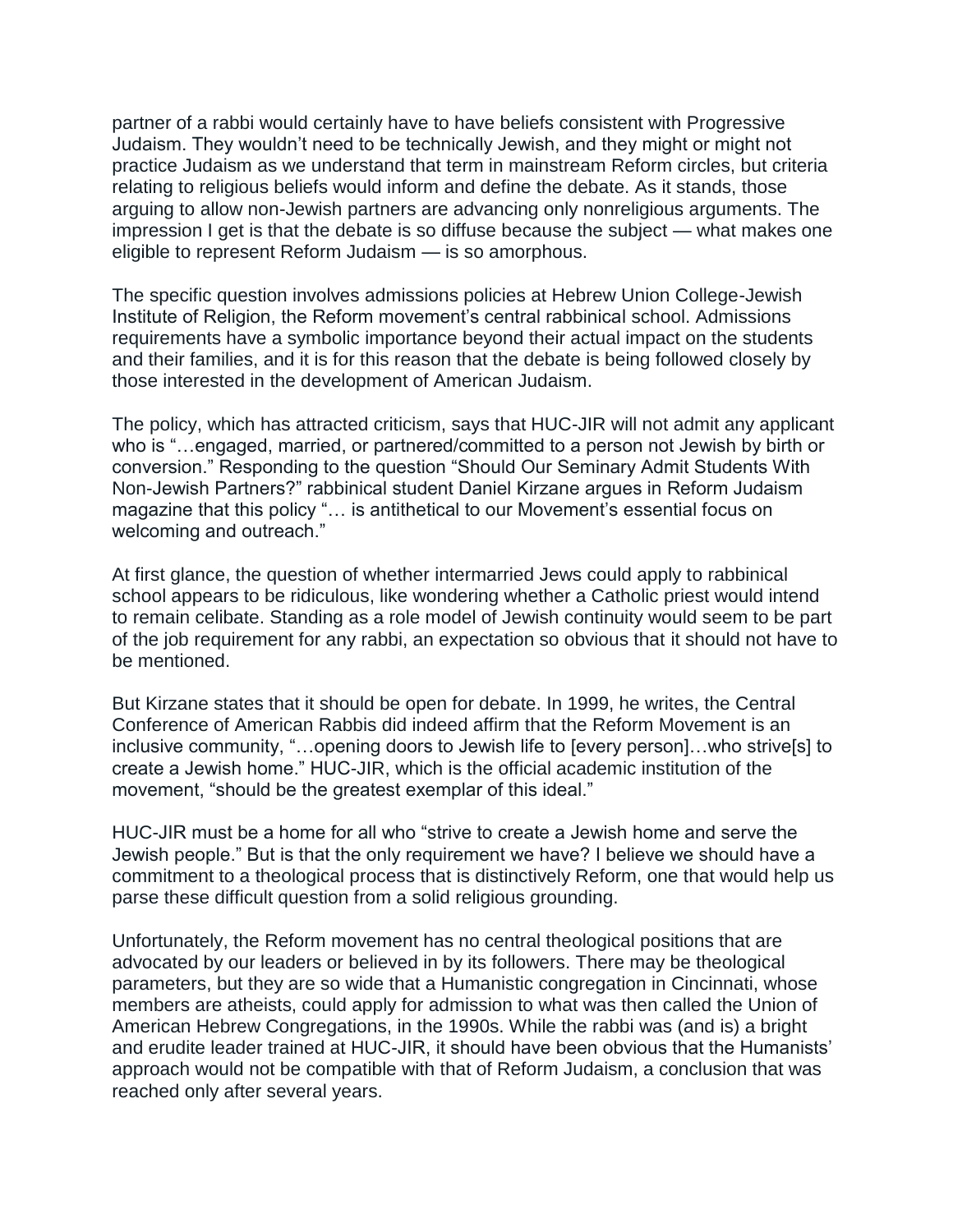partner of a rabbi would certainly have to have beliefs consistent with Progressive Judaism. They wouldn't need to be technically Jewish, and they might or might not practice Judaism as we understand that term in mainstream Reform circles, but criteria relating to religious beliefs would inform and define the debate. As it stands, those arguing to allow non-Jewish partners are advancing only nonreligious arguments. The impression I get is that the debate is so diffuse because the subject — what makes one eligible to represent Reform Judaism — is so amorphous.

The specific question involves admissions policies at Hebrew Union College-Jewish Institute of Religion, the Reform movement's central rabbinical school. Admissions requirements have a symbolic importance beyond their actual impact on the students and their families, and it is for this reason that the debate is being followed closely by those interested in the development of American Judaism.

The policy, which has attracted criticism, says that HUC-JIR will not admit any applicant who is "…engaged, married, or partnered/committed to a person not Jewish by birth or conversion." Responding to the question "Should Our Seminary Admit Students With Non-Jewish Partners?" rabbinical student Daniel Kirzane argues in Reform Judaism magazine that this policy "… is antithetical to our Movement's essential focus on welcoming and outreach."

At first glance, the question of whether intermarried Jews could apply to rabbinical school appears to be ridiculous, like wondering whether a Catholic priest would intend to remain celibate. Standing as a role model of Jewish continuity would seem to be part of the job requirement for any rabbi, an expectation so obvious that it should not have to be mentioned.

But Kirzane states that it should be open for debate. In 1999, he writes, the Central Conference of American Rabbis did indeed affirm that the Reform Movement is an inclusive community, "…opening doors to Jewish life to [every person]…who strive[s] to create a Jewish home." HUC-JIR, which is the official academic institution of the movement, "should be the greatest exemplar of this ideal."

HUC-JIR must be a home for all who "strive to create a Jewish home and serve the Jewish people." But is that the only requirement we have? I believe we should have a commitment to a theological process that is distinctively Reform, one that would help us parse these difficult question from a solid religious grounding.

Unfortunately, the Reform movement has no central theological positions that are advocated by our leaders or believed in by its followers. There may be theological parameters, but they are so wide that a Humanistic congregation in Cincinnati, whose members are atheists, could apply for admission to what was then called the Union of American Hebrew Congregations, in the 1990s. While the rabbi was (and is) a bright and erudite leader trained at HUC-JIR, it should have been obvious that the Humanists' approach would not be compatible with that of Reform Judaism, a conclusion that was reached only after several years.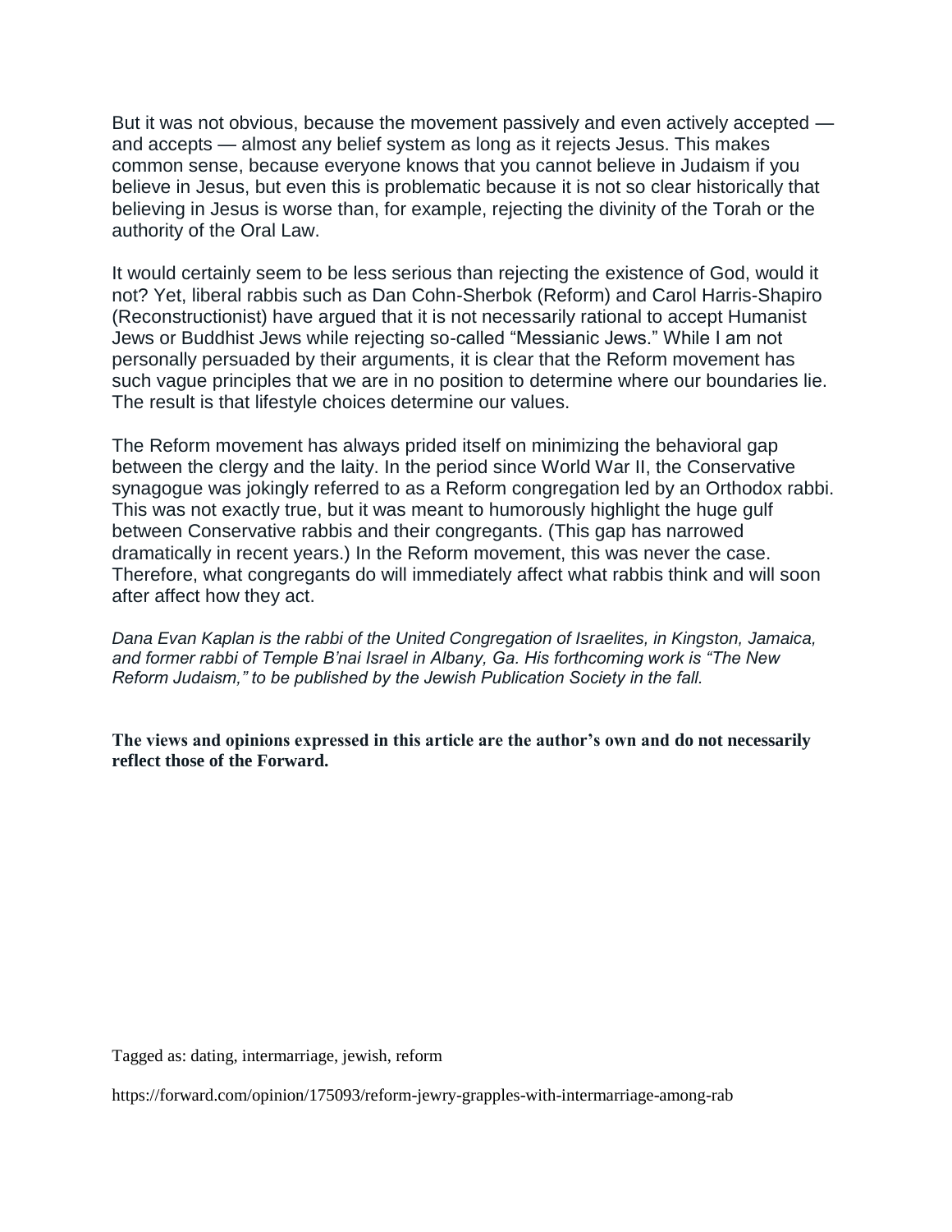But it was not obvious, because the movement passively and even actively accepted — and accepts — almost any belief system as long as it rejects Jesus. This makes common sense, because everyone knows that you cannot believe in Judaism if you believe in Jesus, but even this is problematic because it is not so clear historically that believing in Jesus is worse than, for example, rejecting the divinity of the Torah or the authority of the Oral Law.

It would certainly seem to be less serious than rejecting the existence of God, would it not? Yet, liberal rabbis such as Dan Cohn-Sherbok (Reform) and Carol Harris-Shapiro (Reconstructionist) have argued that it is not necessarily rational to accept Humanist Jews or Buddhist Jews while rejecting so-called "Messianic Jews." While I am not personally persuaded by their arguments, it is clear that the Reform movement has such vague principles that we are in no position to determine where our boundaries lie. The result is that lifestyle choices determine our values.

The Reform movement has always prided itself on minimizing the behavioral gap between the clergy and the laity. In the period since World War II, the Conservative synagogue was jokingly referred to as a Reform congregation led by an Orthodox rabbi. This was not exactly true, but it was meant to humorously highlight the huge gulf between Conservative rabbis and their congregants. (This gap has narrowed dramatically in recent years.) In the Reform movement, this was never the case. Therefore, what congregants do will immediately affect what rabbis think and will soon after affect how they act.

*Dana Evan Kaplan is the rabbi of the United Congregation of Israelites, in Kingston, Jamaica, and former rabbi of Temple B'nai Israel in Albany, Ga. His forthcoming work is "The New Reform Judaism," to be published by the Jewish Publication Society in the fall.*

**The views and opinions expressed in this article are the author's own and do not necessarily reflect those of the Forward.**

Tagged as: dating, intermarriage, jewish, reform

https://forward.com/opinion/175093/reform-jewry-grapples-with-intermarriage-among-rab